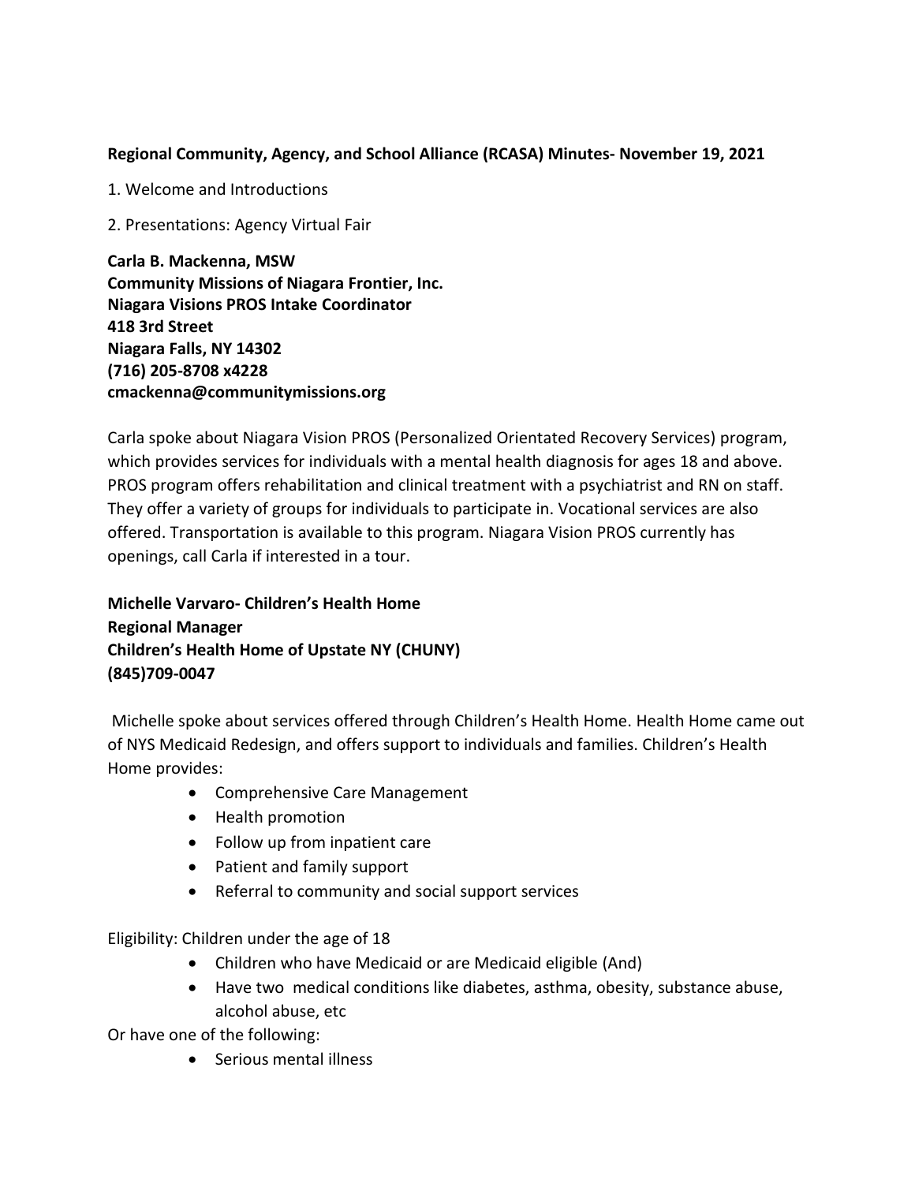**Regional Community, Agency, and School Alliance (RCASA) Minutes- November 19, 2021**

1. Welcome and Introductions

2. Presentations: Agency Virtual Fair

**Carla B. Mackenna, MSW**
**Community Missions of Niagara Frontier, Inc.**
**Niagara Visions PROS Intake Coordinator**
**418 3rd Street**
**Niagara Falls, NY 14302**
**(716) 205-8708 x4228**
**cmackenna@communitymissions.org**

Carla spoke about Niagara Vision PROS (Personalized Orientated Recovery Services) program, which provides services for individuals with a mental health diagnosis for ages 18 and above. PROS program offers rehabilitation and clinical treatment with a psychiatrist and RN on staff. They offer a variety of groups for individuals to participate in. Vocational services are also offered. Transportation is available to this program. Niagara Vision PROS currently has openings, call Carla if interested in a tour.

**Michelle Varvaro- Children's Health Home**
**Regional Manager**
**Children's Health Home of Upstate NY (CHUNY)**
**(845)709-0047**

Michelle spoke about services offered through Children's Health Home. Health Home came out of NYS Medicaid Redesign, and offers support to individuals and families. Children's Health Home provides:

- Comprehensive Care Management
- Health promotion
- Follow up from inpatient care
- Patient and family support
- Referral to community and social support services

Eligibility: Children under the age of 18

- Children who have Medicaid or are Medicaid eligible (And)
- Have two medical conditions like diabetes, asthma, obesity, substance abuse, alcohol abuse, etc

Or have one of the following:

- Serious mental illness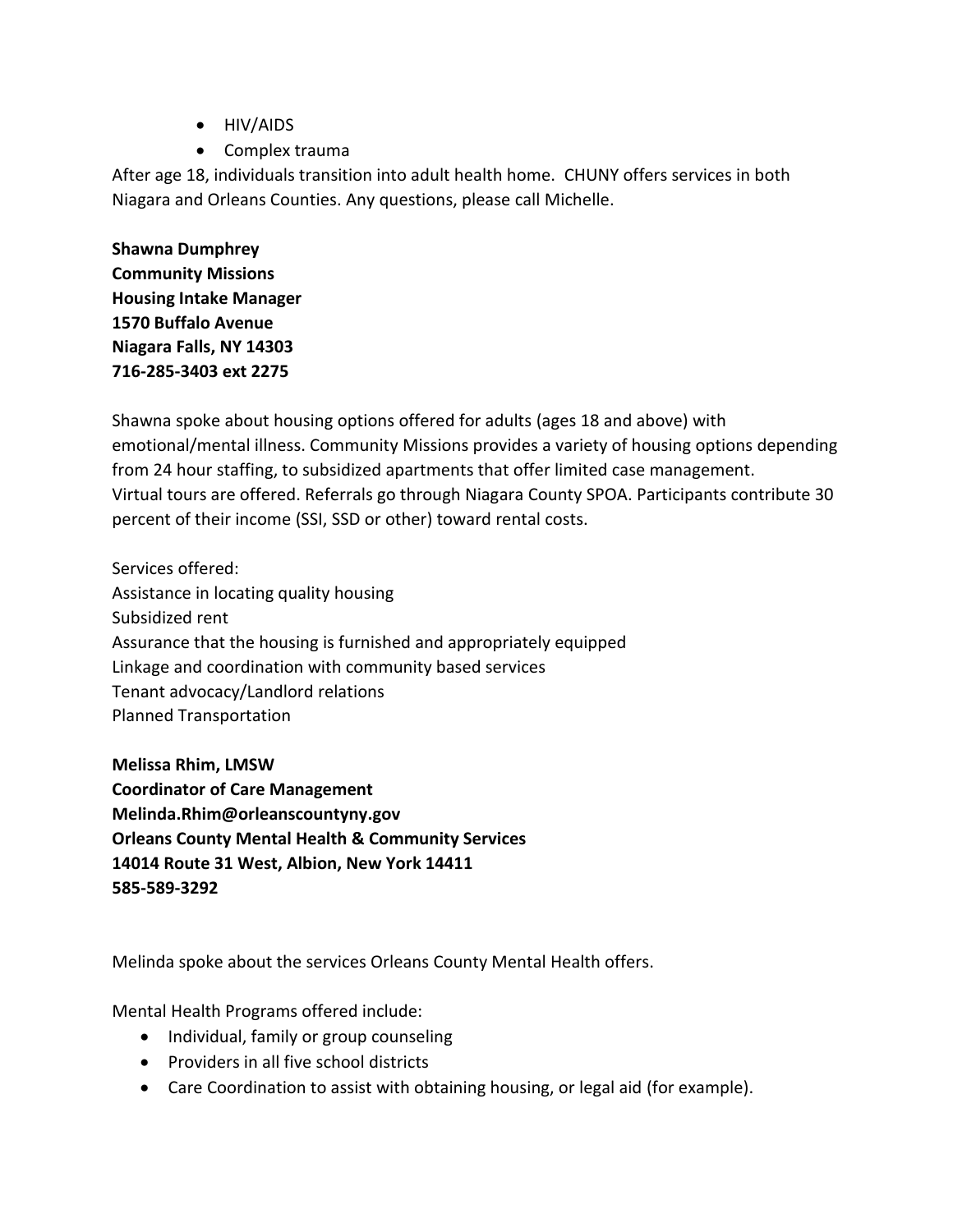- HIV/AIDS
- Complex trauma

After age 18, individuals transition into adult health home. CHUNY offers services in both Niagara and Orleans Counties. Any questions, please call Michelle.

**Shawna Dumphrey**
**Community Missions**
**Housing Intake Manager**
**1570 Buffalo Avenue**
**Niagara Falls, NY 14303**
**716-285-3403 ext 2275**

Shawna spoke about housing options offered for adults (ages 18 and above) with emotional/mental illness. Community Missions provides a variety of housing options depending from 24 hour staffing, to subsidized apartments that offer limited case management. Virtual tours are offered. Referrals go through Niagara County SPOA. Participants contribute 30 percent of their income (SSI, SSD or other) toward rental costs.

Services offered:
Assistance in locating quality housing
Subsidized rent
Assurance that the housing is furnished and appropriately equipped
Linkage and coordination with community based services
Tenant advocacy/Landlord relations
Planned Transportation

**Melissa Rhim, LMSW**
**Coordinator of Care Management**
**Melinda.Rhim@orleanscountyny.gov**
**Orleans County Mental Health & Community Services**
**14014 Route 31 West, Albion, New York 14411**
**585-589-3292**

Melinda spoke about the services Orleans County Mental Health offers.

Mental Health Programs offered include:

- Individual, family or group counseling
- Providers in all five school districts
- Care Coordination to assist with obtaining housing, or legal aid (for example).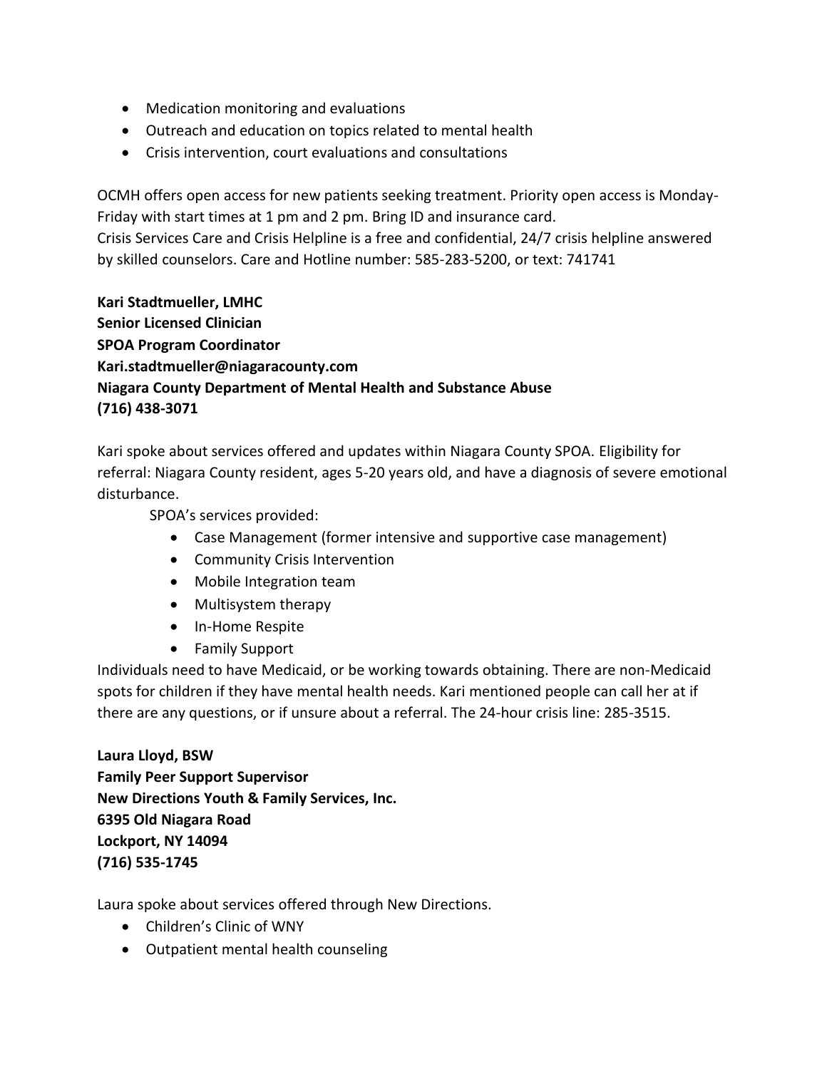- Medication monitoring and evaluations
- Outreach and education on topics related to mental health
- Crisis intervention, court evaluations and consultations

OCMH offers open access for new patients seeking treatment. Priority open access is Monday-Friday with start times at 1 pm and 2 pm. Bring ID and insurance card.
Crisis Services Care and Crisis Helpline is a free and confidential, 24/7 crisis helpline answered by skilled counselors. Care and Hotline number: 585-283-5200, or text: 741741

**Kari Stadtmueller, LMHC**
**Senior Licensed Clinician**
**SPOA Program Coordinator**
**Kari.stadtmueller@niagaracounty.com**
**Niagara County Department of Mental Health and Substance Abuse**
**(716) 438-3071**

Kari spoke about services offered and updates within Niagara County SPOA. Eligibility for referral: Niagara County resident, ages 5-20 years old, and have a diagnosis of severe emotional disturbance.

SPOA's services provided:

- Case Management (former intensive and supportive case management)
- Community Crisis Intervention
- Mobile Integration team
- Multisystem therapy
- In-Home Respite
- Family Support

Individuals need to have Medicaid, or be working towards obtaining. There are non-Medicaid spots for children if they have mental health needs. Kari mentioned people can call her at if there are any questions, or if unsure about a referral. The 24-hour crisis line: 285-3515.

**Laura Lloyd, BSW**
**Family Peer Support Supervisor**
**New Directions Youth & Family Services, Inc.**
**6395 Old Niagara Road**
**Lockport, NY 14094**
**(716) 535-1745**

Laura spoke about services offered through New Directions.

- Children's Clinic of WNY
- Outpatient mental health counseling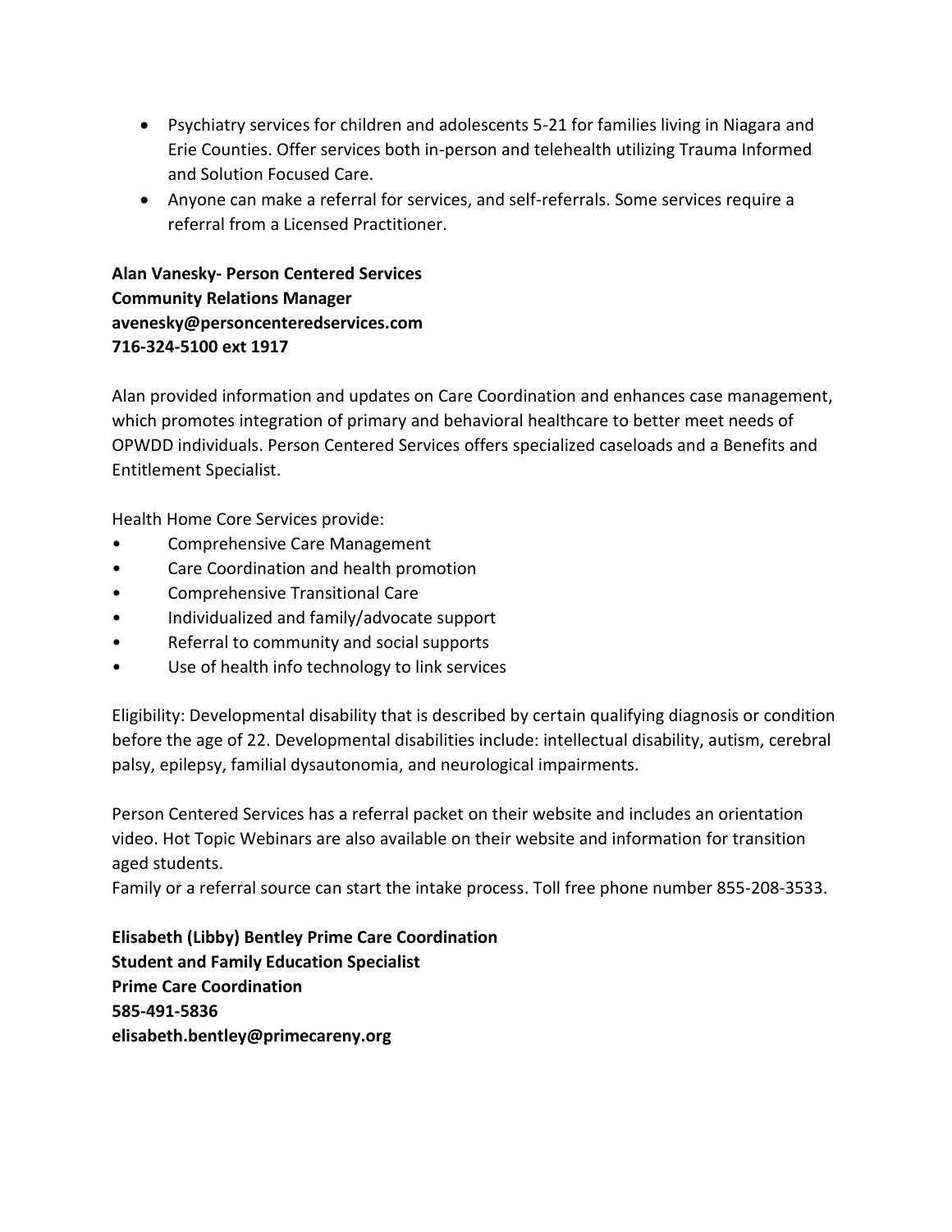- Psychiatry services for children and adolescents 5-21 for families living in Niagara and Erie Counties. Offer services both in-person and telehealth utilizing Trauma Informed and Solution Focused Care.
- Anyone can make a referral for services, and self-referrals. Some services require a referral from a Licensed Practitioner.

**Alan Vanesky- Person Centered Services**
**Community Relations Manager**
**avenesky@personcenteredservices.com**
**716-324-5100 ext 1917**

Alan provided information and updates on Care Coordination and enhances case management, which promotes integration of primary and behavioral healthcare to better meet needs of OPWDD individuals. Person Centered Services offers specialized caseloads and a Benefits and Entitlement Specialist.

Health Home Core Services provide:

- Comprehensive Care Management
- Care Coordination and health promotion
- Comprehensive Transitional Care
- Individualized and family/advocate support
- Referral to community and social supports
- Use of health info technology to link services

Eligibility: Developmental disability that is described by certain qualifying diagnosis or condition before the age of 22. Developmental disabilities include: intellectual disability, autism, cerebral palsy, epilepsy, familial dysautonomia, and neurological impairments.

Person Centered Services has a referral packet on their website and includes an orientation video. Hot Topic Webinars are also available on their website and information for transition aged students.
Family or a referral source can start the intake process. Toll free phone number 855-208-3533.

**Elisabeth (Libby) Bentley Prime Care Coordination**
**Student and Family Education Specialist**
**Prime Care Coordination**
**585-491-5836**
**elisabeth.bentley@primecareny.org**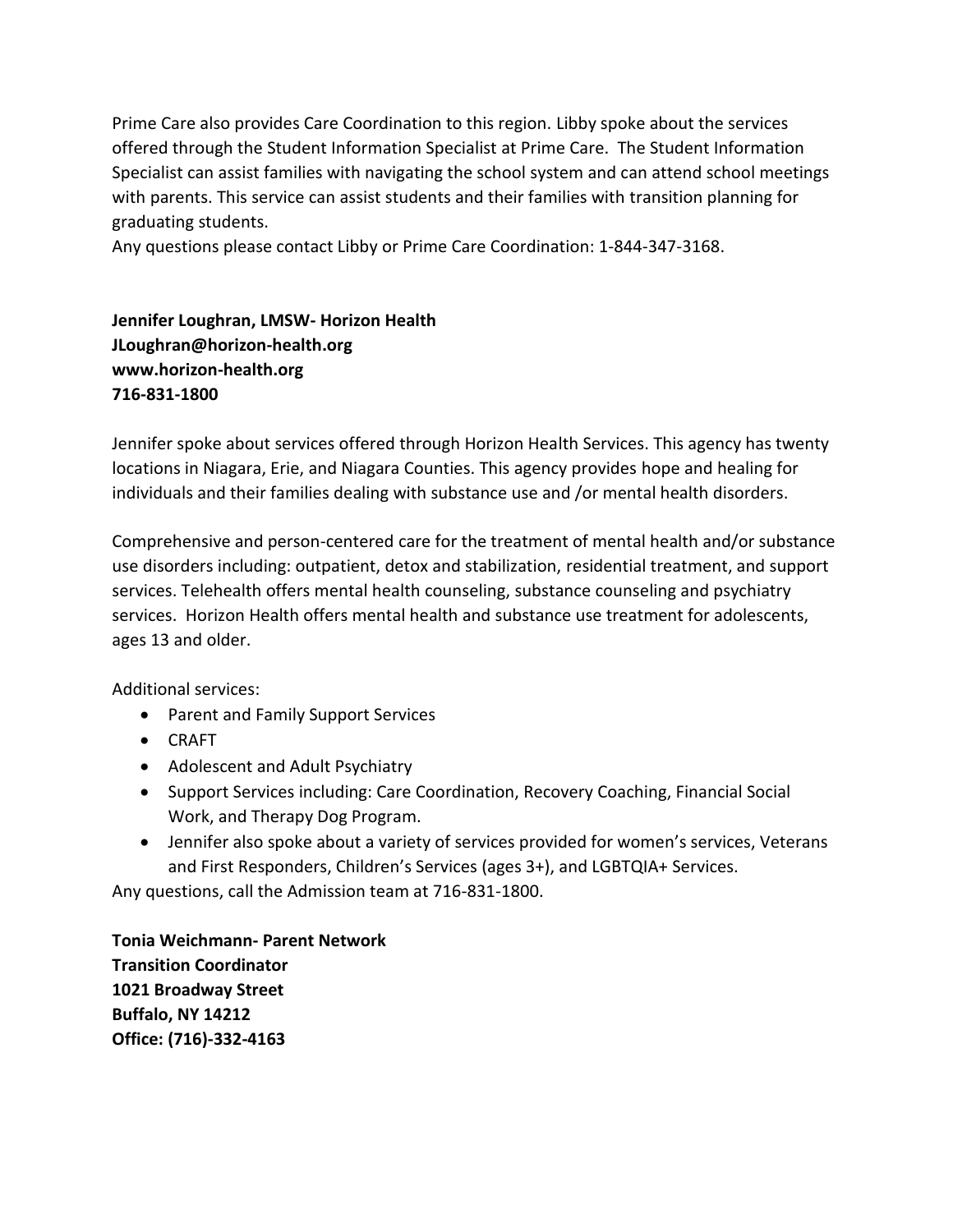Prime Care also provides Care Coordination to this region. Libby spoke about the services offered through the Student Information Specialist at Prime Care. The Student Information Specialist can assist families with navigating the school system and can attend school meetings with parents. This service can assist students and their families with transition planning for graduating students.
Any questions please contact Libby or Prime Care Coordination: 1-844-347-3168.

**Jennifer Loughran, LMSW- Horizon Health**
**JLoughran@horizon-health.org**
**www.horizon-health.org**
**716-831-1800**

Jennifer spoke about services offered through Horizon Health Services. This agency has twenty locations in Niagara, Erie, and Niagara Counties. This agency provides hope and healing for individuals and their families dealing with substance use and /or mental health disorders.

Comprehensive and person-centered care for the treatment of mental health and/or substance use disorders including: outpatient, detox and stabilization, residential treatment, and support services. Telehealth offers mental health counseling, substance counseling and psychiatry services. Horizon Health offers mental health and substance use treatment for adolescents, ages 13 and older.

Additional services:

- Parent and Family Support Services
- CRAFT
- Adolescent and Adult Psychiatry
- Support Services including: Care Coordination, Recovery Coaching, Financial Social Work, and Therapy Dog Program.
- Jennifer also spoke about a variety of services provided for women's services, Veterans and First Responders, Children's Services (ages 3+), and LGBTQIA+ Services.

Any questions, call the Admission team at 716-831-1800.

**Tonia Weichmann- Parent Network**
**Transition Coordinator**
**1021 Broadway Street**
**Buffalo, NY 14212**
**Office: (716)-332-4163**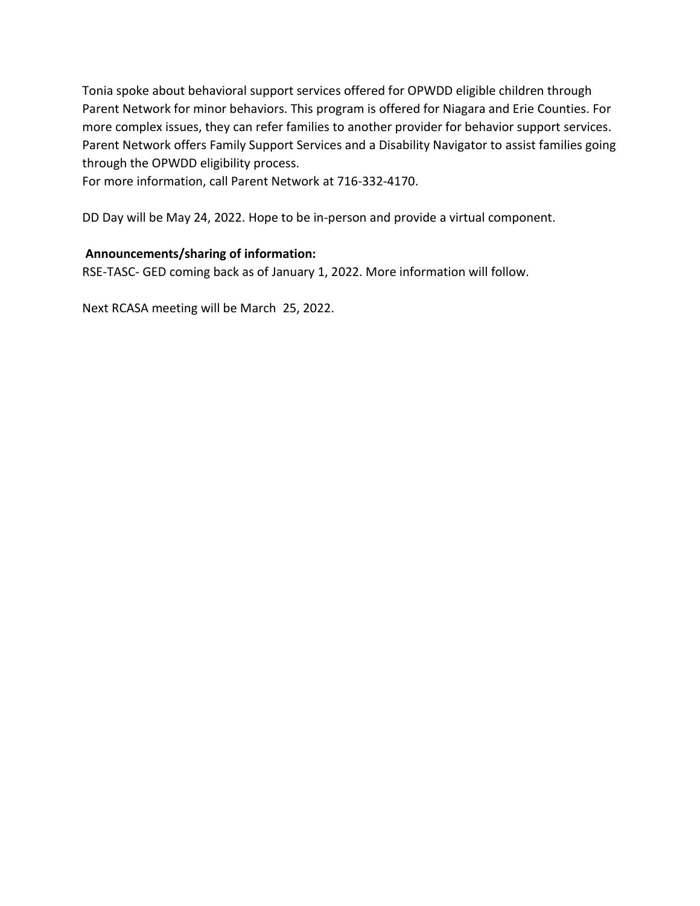Tonia spoke about behavioral support services offered for OPWDD eligible children through Parent Network for minor behaviors. This program is offered for Niagara and Erie Counties. For more complex issues, they can refer families to another provider for behavior support services. Parent Network offers Family Support Services and a Disability Navigator to assist families going through the OPWDD eligibility process.
For more information, call Parent Network at 716-332-4170.

DD Day will be May 24, 2022. Hope to be in-person and provide a virtual component.

**Announcements/sharing of information:**
RSE-TASC- GED coming back as of January 1, 2022. More information will follow.

Next RCASA meeting will be March 25, 2022.